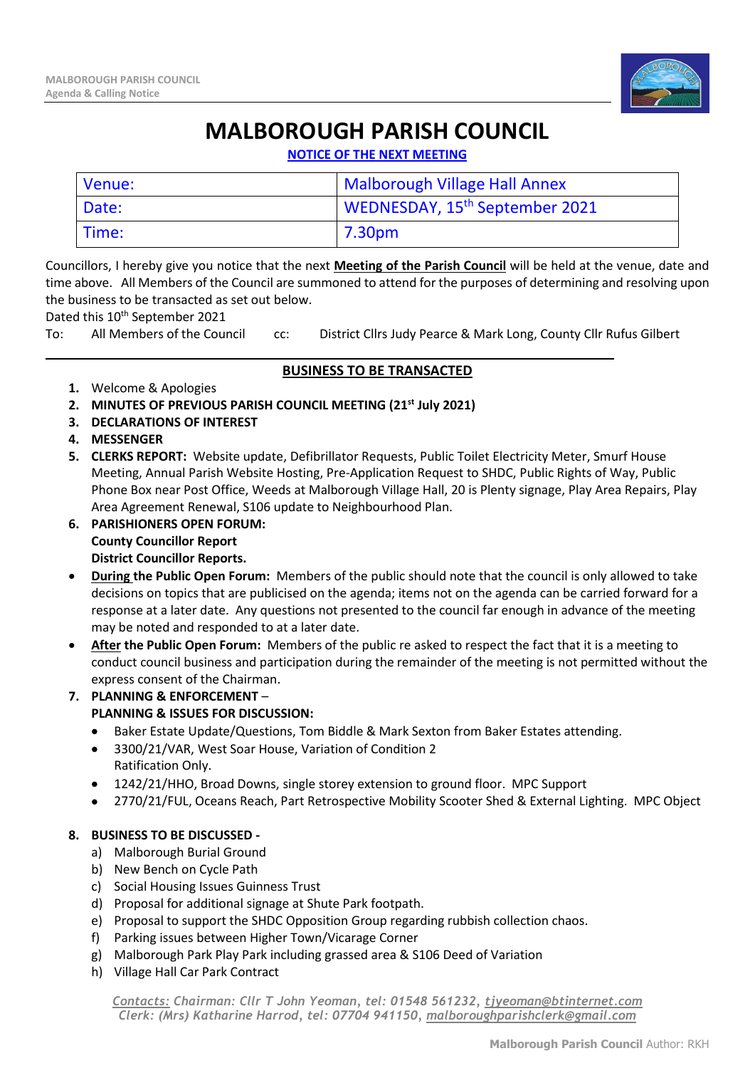# MALBOROUGH PARISH COUNCIL

**NOTICE OF THE NEXT MEETING**

| Venue: | Malborough Village Hall Annex |
|---|---|
| Date: | WEDNESDAY, 15th September 2021 |
| Time: | 7.30pm |

Councillors, I hereby give you notice that the next **Meeting of the Parish Council** will be held at the venue, date and time above. All Members of the Council are summoned to attend for the purposes of determining and resolving upon the business to be transacted as set out below.

Dated this 10th September 2021

To: All Members of the Council cc: District Cllrs Judy Pearce & Mark Long, County Cllr Rufus Gilbert

## BUSINESS TO BE TRANSACTED

1. Welcome & Apologies
2. **MINUTES OF PREVIOUS PARISH COUNCIL MEETING (21st July 2021)**
3. **DECLARATIONS OF INTEREST**
4. **MESSENGER**
5. **CLERKS REPORT:** Website update, Defibrillator Requests, Public Toilet Electricity Meter, Smurf House Meeting, Annual Parish Website Hosting, Pre-Application Request to SHDC, Public Rights of Way, Public Phone Box near Post Office, Weeds at Malborough Village Hall, 20 is Plenty signage, Play Area Repairs, Play Area Agreement Renewal, S106 update to Neighbourhood Plan.
6. **PARISHIONERS OPEN FORUM:**
   **County Councillor Report**
   **District Councillor Reports.**

- **During the Public Open Forum:** Members of the public should note that the council is only allowed to take decisions on topics that are publicised on the agenda; items not on the agenda can be carried forward for a response at a later date. Any questions not presented to the council far enough in advance of the meeting may be noted and responded to at a later date.
- **After the Public Open Forum:** Members of the public re asked to respect the fact that it is a meeting to conduct council business and participation during the remainder of the meeting is not permitted without the express consent of the Chairman.

7. **PLANNING & ENFORCEMENT** –
   **PLANNING & ISSUES FOR DISCUSSION:**
   - Baker Estate Update/Questions, Tom Biddle & Mark Sexton from Baker Estates attending.
   - 3300/21/VAR, West Soar House, Variation of Condition 2
     Ratification Only.
   - 1242/21/HHO, Broad Downs, single storey extension to ground floor. MPC Support
   - 2770/21/FUL, Oceans Reach, Part Retrospective Mobility Scooter Shed & External Lighting. MPC Object

8. **BUSINESS TO BE DISCUSSED -**
   a) Malborough Burial Ground
   b) New Bench on Cycle Path
   c) Social Housing Issues Guinness Trust
   d) Proposal for additional signage at Shute Park footpath.
   e) Proposal to support the SHDC Opposition Group regarding rubbish collection chaos.
   f) Parking issues between Higher Town/Vicarage Corner
   g) Malborough Park Play Park including grassed area & S106 Deed of Variation
   h) Village Hall Car Park Contract

*Contacts: Chairman: Cllr T John Yeoman, tel: 01548 561232, tjyeoman@btinternet.com*
*Clerk: (Mrs) Katharine Harrod, tel: 07704 941150, malboroughparishclerk@gmail.com*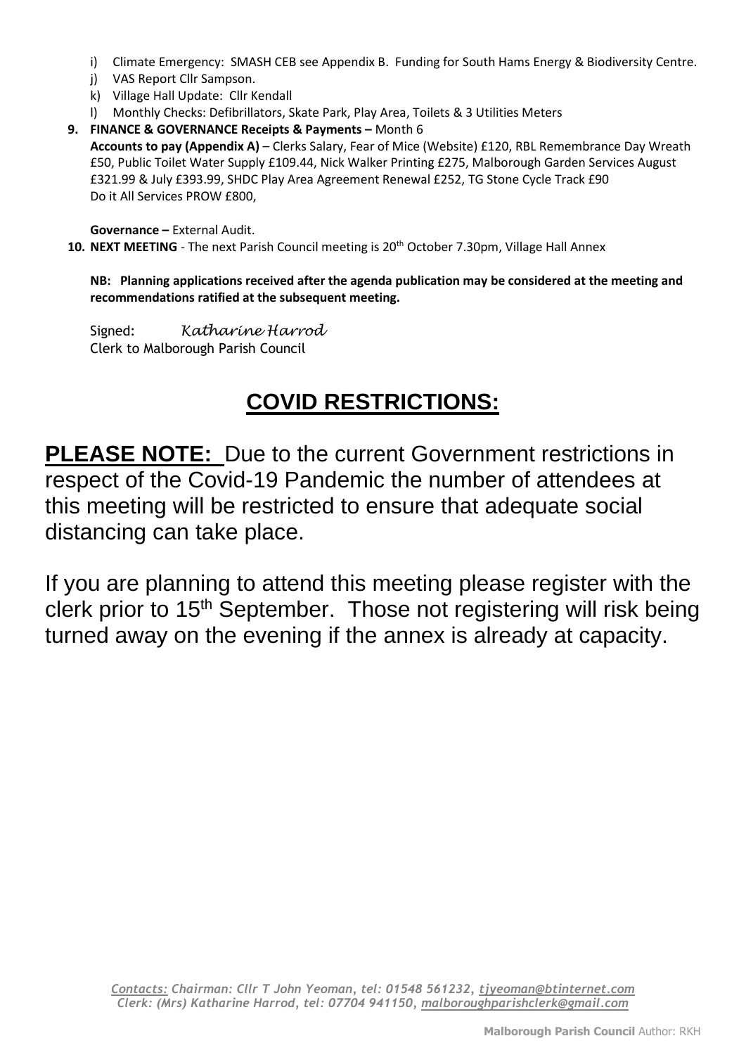i) Climate Emergency: SMASH CEB see Appendix B. Funding for South Hams Energy & Biodiversity Centre.
j) VAS Report Cllr Sampson.
k) Village Hall Update: Cllr Kendall
l) Monthly Checks: Defibrillators, Skate Park, Play Area, Toilets & 3 Utilities Meters

**9. FINANCE & GOVERNANCE Receipts & Payments –** Month 6
**Accounts to pay (Appendix A)** – Clerks Salary, Fear of Mice (Website) £120, RBL Remembrance Day Wreath £50, Public Toilet Water Supply £109.44, Nick Walker Printing £275, Malborough Garden Services August £321.99 & July £393.99, SHDC Play Area Agreement Renewal £252, TG Stone Cycle Track £90
Do it All Services PROW £800,

**Governance –** External Audit.

**10. NEXT MEETING** - The next Parish Council meeting is 20th October 7.30pm, Village Hall Annex

**NB: Planning applications received after the agenda publication may be considered at the meeting and recommendations ratified at the subsequent meeting.**

Signed: *Katharine Harrod*
Clerk to Malborough Parish Council

# COVID RESTRICTIONS:

**PLEASE NOTE:** Due to the current Government restrictions in respect of the Covid-19 Pandemic the number of attendees at this meeting will be restricted to ensure that adequate social distancing can take place.

If you are planning to attend this meeting please register with the clerk prior to 15th September. Those not registering will risk being turned away on the evening if the annex is already at capacity.

*Contacts: Chairman: Cllr T John Yeoman, tel: 01548 561232, tjyeoman@btinternet.com*
*Clerk: (Mrs) Katharine Harrod, tel: 07704 941150, malboroughparishclerk@gmail.com*